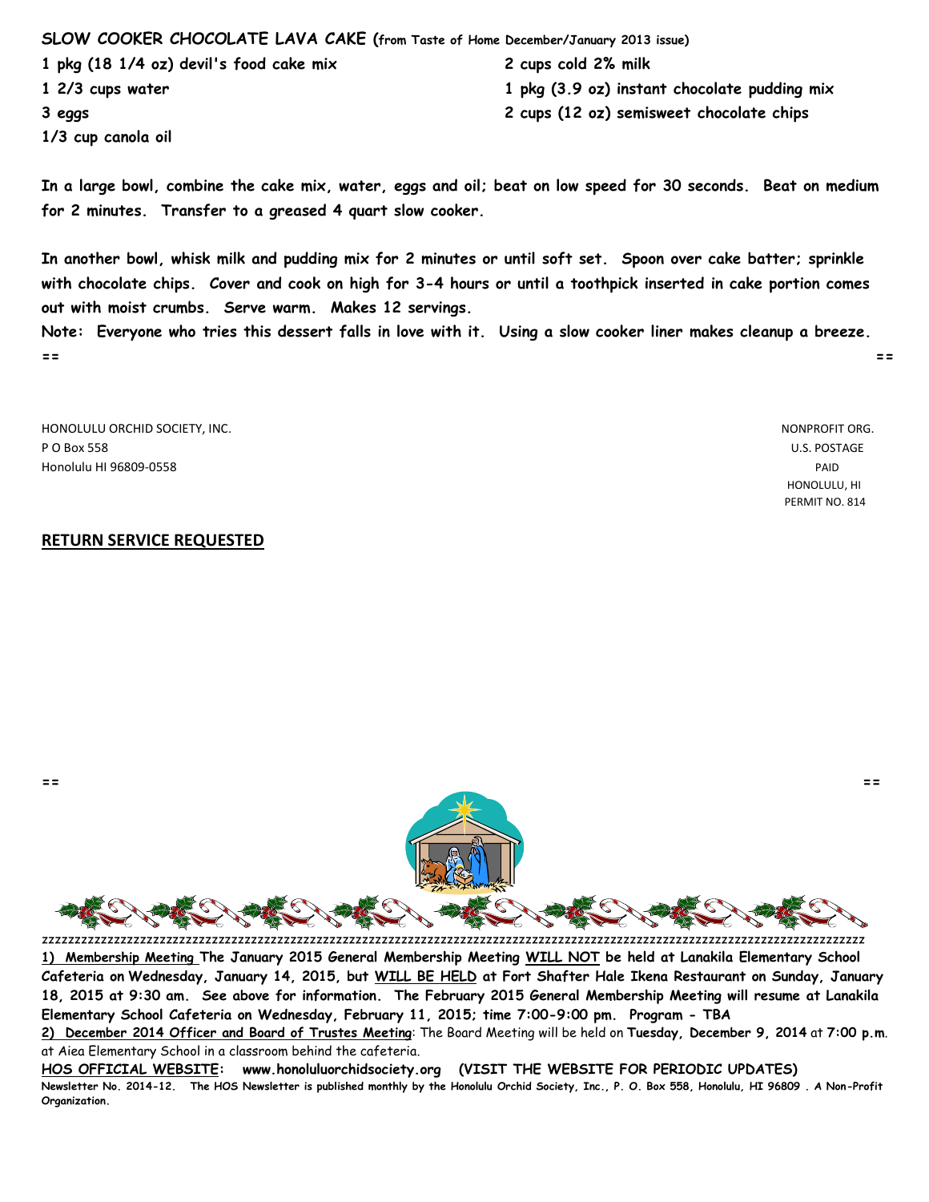**SLOW COOKER CHOCOLATE LAVA CAKE (from Taste of Home December/January 2013 issue)**

**1 pkg (18 1/4 oz) devil's food cake mix**
**1 2/3 cups water**
**3 eggs**
**1/3 cup canola oil**
**2 cups cold 2% milk**
**1 pkg (3.9 oz) instant chocolate pudding mix**
**2 cups (12 oz) semisweet chocolate chips**

**In a large bowl, combine the cake mix, water, eggs and oil; beat on low speed for 30 seconds. Beat on medium for 2 minutes. Transfer to a greased 4 quart slow cooker.**

**In another bowl, whisk milk and pudding mix for 2 minutes or until soft set. Spoon over cake batter; sprinkle with chocolate chips. Cover and cook on high for 3-4 hours or until a toothpick inserted in cake portion comes out with moist crumbs. Serve warm. Makes 12 servings.**

**Note: Everyone who tries this dessert falls in love with it. Using a slow cooker liner makes cleanup a breeze.**

== ==

HONOLULU ORCHID SOCIETY, INC.
P O Box 558
Honolulu HI 96809-0558

NONPROFIT ORG.
U.S. POSTAGE
PAID
HONOLULU, HI
PERMIT NO. 814

**RETURN SERVICE REQUESTED**

== ==

zzzzzzzzzzzzzzzzzzzzzzzzzzzzzzzzzzzzzzzzzzzzzzzzzzzzzzzzzzzzzzzzzzzzzzzzzzzzzzzzzzzzzzzzzzzzzzzzzzzzzzzzzzzzzz

**1) Membership Meeting The January 2015 General Membership Meeting WILL NOT be held at Lanakila Elementary School Cafeteria on Wednesday, January 14, 2015, but WILL BE HELD at Fort Shafter Hale Ikena Restaurant on Sunday, January 18, 2015 at 9:30 am. See above for information. The February 2015 General Membership Meeting will resume at Lanakila Elementary School Cafeteria on Wednesday, February 11, 2015; time 7:00-9:00 pm. Program - TBA**

**2) December 2014 Officer and Board of Trustes Meeting**: The Board Meeting will be held on **Tuesday, December 9, 2014** at **7:00 p.m**. at Aiea Elementary School in a classroom behind the cafeteria.

**HOS OFFICIAL WEBSITE: www.honoluluorchidsociety.org (VISIT THE WEBSITE FOR PERIODIC UPDATES)**

**Newsletter No. 2014-12. The HOS Newsletter is published monthly by the Honolulu Orchid Society, Inc., P. O. Box 558, Honolulu, HI 96809 . A Non-Profit Organization.**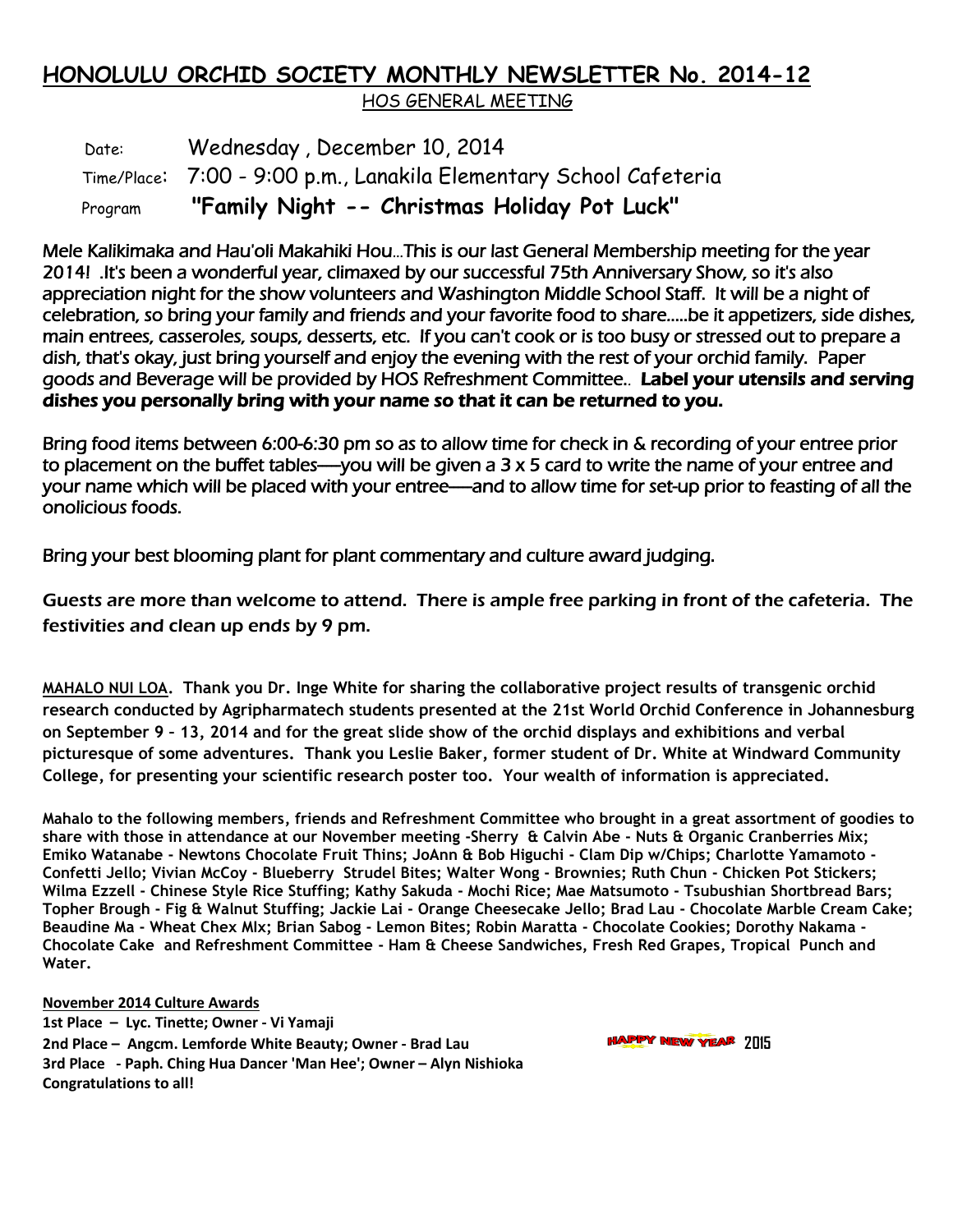# HONOLULU ORCHID SOCIETY MONTHLY NEWSLETTER No. 2014-12

HOS GENERAL MEETING

Date: Wednesday , December 10, 2014

Time/Place: 7:00 - 9:00 p.m., Lanakila Elementary School Cafeteria

Program **"Family Night -- Christmas Holiday Pot Luck"**

Mele Kalikimaka and Hau'oli Makahiki Hou...This is our last General Membership meeting for the year 2014! .It's been a wonderful year, climaxed by our successful 75th Anniversary Show, so it's also appreciation night for the show volunteers and Washington Middle School Staff. It will be a night of celebration, so bring your family and friends and your favorite food to share.....be it appetizers, side dishes, main entrees, casseroles, soups, desserts, etc. If you can't cook or is too busy or stressed out to prepare a dish, that's okay, just bring yourself and enjoy the evening with the rest of your orchid family. Paper goods and Beverage will be provided by HOS Refreshment Committee.. **Label your utensils and serving dishes you personally bring with your name so that it can be returned to you.**

Bring food items between 6:00-6:30 pm so as to allow time for check in & recording of your entree prior to placement on the buffet tables----you will be given a 3 x 5 card to write the name of your entree and your name which will be placed with your entree----and to allow time for set-up prior to feasting of all the onolicious foods.

Bring your best blooming plant for plant commentary and culture award judging.

Guests are more than welcome to attend. There is ample free parking in front of the cafeteria. The festivities and clean up ends by 9 pm.

**MAHALO NUI LOA. Thank you Dr. Inge White for sharing the collaborative project results of transgenic orchid research conducted by Agripharmatech students presented at the 21st World Orchid Conference in Johannesburg on September 9 – 13, 2014 and for the great slide show of the orchid displays and exhibitions and verbal picturesque of some adventures. Thank you Leslie Baker, former student of Dr. White at Windward Community College, for presenting your scientific research poster too. Your wealth of information is appreciated.**

**Mahalo to the following members, friends and Refreshment Committee who brought in a great assortment of goodies to share with those in attendance at our November meeting -Sherry & Calvin Abe - Nuts & Organic Cranberries Mix; Emiko Watanabe - Newtons Chocolate Fruit Thins; JoAnn & Bob Higuchi - Clam Dip w/Chips; Charlotte Yamamoto - Confetti Jello; Vivian McCoy - Blueberry Strudel Bites; Walter Wong - Brownies; Ruth Chun - Chicken Pot Stickers; Wilma Ezzell - Chinese Style Rice Stuffing; Kathy Sakuda - Mochi Rice; Mae Matsumoto - Tsubushian Shortbread Bars; Topher Brough - Fig & Walnut Stuffing; Jackie Lai - Orange Cheesecake Jello; Brad Lau - Chocolate Marble Cream Cake; Beaudine Ma - Wheat Chex MIx; Brian Sabog - Lemon Bites; Robin Maratta - Chocolate Cookies; Dorothy Nakama - Chocolate Cake and Refreshment Committee - Ham & Cheese Sandwiches, Fresh Red Grapes, Tropical Punch and Water.**

**November 2014 Culture Awards**

**1st Place – Lyc. Tinette; Owner - Vi Yamaji**
**2nd Place – Angcm. Lemforde White Beauty; Owner - Brad Lau**
**3rd Place - Paph. Ching Hua Dancer 'Man Hee'; Owner – Alyn Nishioka**
**Congratulations to all!**

HAPPY NEW YEAR 2015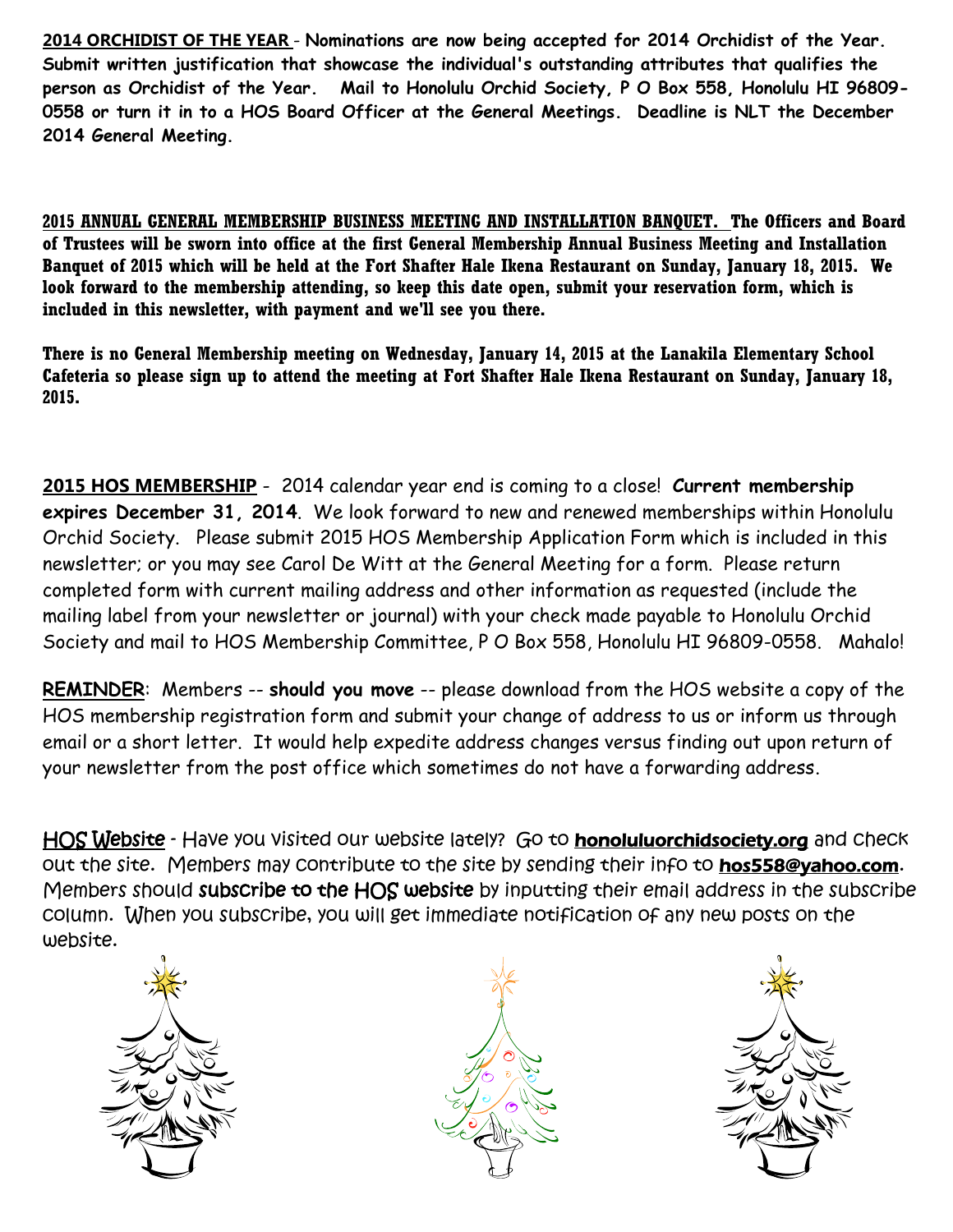**2014 ORCHIDIST OF THE YEAR** - **Nominations are now being accepted for 2014 Orchidist of the Year. Submit written justification that showcase the individual's outstanding attributes that qualifies the person as Orchidist of the Year. Mail to Honolulu Orchid Society, P O Box 558, Honolulu HI 96809-0558 or turn it in to a HOS Board Officer at the General Meetings. Deadline is NLT the December 2014 General Meeting.**

**2015 ANNUAL GENERAL MEMBERSHIP BUSINESS MEETING AND INSTALLATION BANQUET. The Officers and Board of Trustees will be sworn into office at the first General Membership Annual Business Meeting and Installation Banquet of 2015 which will be held at the Fort Shafter Hale Ikena Restaurant on Sunday, January 18, 2015. We look forward to the membership attending, so keep this date open, submit your reservation form, which is included in this newsletter, with payment and we'll see you there.**

**There is no General Membership meeting on Wednesday, January 14, 2015 at the Lanakila Elementary School Cafeteria so please sign up to attend the meeting at Fort Shafter Hale Ikena Restaurant on Sunday, January 18, 2015.**

**2015 HOS MEMBERSHIP** - 2014 calendar year end is coming to a close! **Current membership expires December 31, 2014**. We look forward to new and renewed memberships within Honolulu Orchid Society. Please submit 2015 HOS Membership Application Form which is included in this newsletter; or you may see Carol De Witt at the General Meeting for a form. Please return completed form with current mailing address and other information as requested (include the mailing label from your newsletter or journal) with your check made payable to Honolulu Orchid Society and mail to HOS Membership Committee, P O Box 558, Honolulu HI 96809-0558. Mahalo!

**REMINDER**: Members -- **should you move** -- please download from the HOS website a copy of the HOS membership registration form and submit your change of address to us or inform us through email or a short letter. It would help expedite address changes versus finding out upon return of your newsletter from the post office which sometimes do not have a forwarding address.

HOS Website - Have you visited our website lately? Go to **honoluluorchidsociety.org** and check out the site. Members may contribute to the site by sending their info to **hos558@yahoo.com**. Members should **subscribe to the HOS website** by inputting their email address in the subscribe column. When you subscribe, you will get immediate notification of any new posts on the website.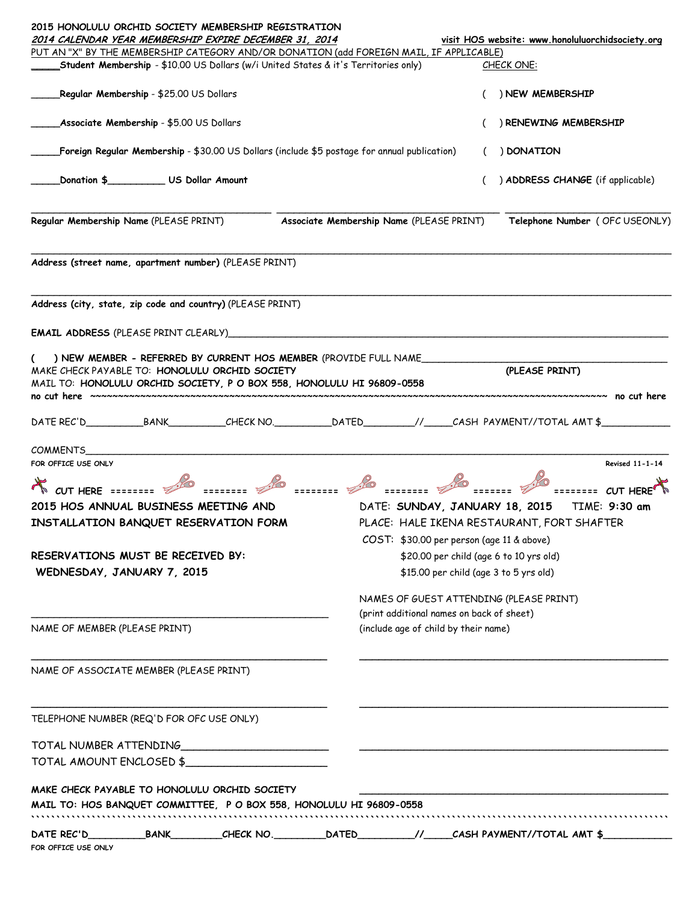**2015 HONOLULU ORCHID SOCIETY MEMBERSHIP REGISTRATION**

***2014 CALENDAR YEAR MEMBERSHIP EXPIRE DECEMBER 31, 2014*** **visit HOS website: www.honoluluorchidsociety.org**

PUT AN "X" BY THE MEMBERSHIP CATEGORY AND/OR DONATION (add FOREIGN MAIL, IF APPLICABLE)

_____**Student Membership** - $10.00 US Dollars (w/i United States & it's Territories only)

_____**Regular Membership** - $25.00 US Dollars

_____**Associate Membership** - $5.00 US Dollars

_____**Foreign Regular Membership** - $30.00 US Dollars (include $5 postage for annual publication)

_____**Donation $__________ US Dollar Amount**

CHECK ONE:

( ) **NEW MEMBERSHIP**

( ) **RENEWING MEMBERSHIP**

( ) **DONATION**

( ) **ADDRESS CHANGE** (if applicable)

________________________ ________________________ ________________________

**Regular Membership Name** (PLEASE PRINT) **Associate Membership Name** (PLEASE PRINT) **Telephone Number** ( OFC USEONLY)

________________________________________________________________

**Address (street name, apartment number)** (PLEASE PRINT)

________________________________________________________________

**Address (city, state, zip code and country)** (PLEASE PRINT)

**EMAIL ADDRESS** (PLEASE PRINT CLEARLY)________________________________________

( ) **NEW MEMBER - REFERRED BY CURRENT HOS MEMBER** (PROVIDE FULL NAME________________________________

MAKE CHECK PAYABLE TO: **HONOLULU ORCHID SOCIETY** **(PLEASE PRINT)**

MAIL TO: **HONOLULU ORCHID SOCIETY, P O BOX 558, HONOLULU HI 96809-0558**

**no cut here** ~~~~~~~~~~~~~~~~~~~~~~~~~~~~~~~~~~~~~~~~~~~~~~~~~~~~~~~~~~~~~~~~~~~~~~~~~~~~~~~~~~~~~~~~~~~~ **no cut here**

DATE REC'D__________BANK__________CHECK NO.__________DATED_________//_____CASH PAYMENT//TOTAL AMT $____________

COMMENTS________________________________________________________________

FOR OFFICE USE ONLY Revised 11-1-14

CUT HERE ======== ======== ======== ======== ======= ======== CUT HERE

**2015 HOS ANNUAL BUSINESS MEETING AND INSTALLATION BANQUET RESERVATION FORM**

**RESERVATIONS MUST BE RECEIVED BY:**
**WEDNESDAY, JANUARY 7, 2015**

DATE: **SUNDAY, JANUARY 18, 2015** TIME: **9:30 am**

PLACE: HALE IKENA RESTAURANT, FORT SHAFTER

COST: $30.00 per person (age 11 & above)
$20.00 per child (age 6 to 10 yrs old)
$15.00 per child (age 3 to 5 yrs old)

NAMES OF GUEST ATTENDING (PLEASE PRINT)
(print additional names on back of sheet)
(include age of child by their name)

________________________________________

NAME OF MEMBER (PLEASE PRINT)

________________________________________

NAME OF ASSOCIATE MEMBER (PLEASE PRINT)

________________________________________

TELEPHONE NUMBER (REQ'D FOR OFC USE ONLY)

TOTAL NUMBER ATTENDING______________________

TOTAL AMOUNT ENCLOSED $______________________

________________________________________

________________________________________

________________________________________

________________________________________

**MAKE CHECK PAYABLE TO HONOLULU ORCHID SOCIETY**

**MAIL TO: HOS BANQUET COMMITTEE, P O BOX 558, HONOLULU HI 96809-0558**

**DATE REC'D__________BANK_________CHECK NO._________DATED__________//_____CASH PAYMENT//TOTAL AMT $____________**

**FOR OFFICE USE ONLY**